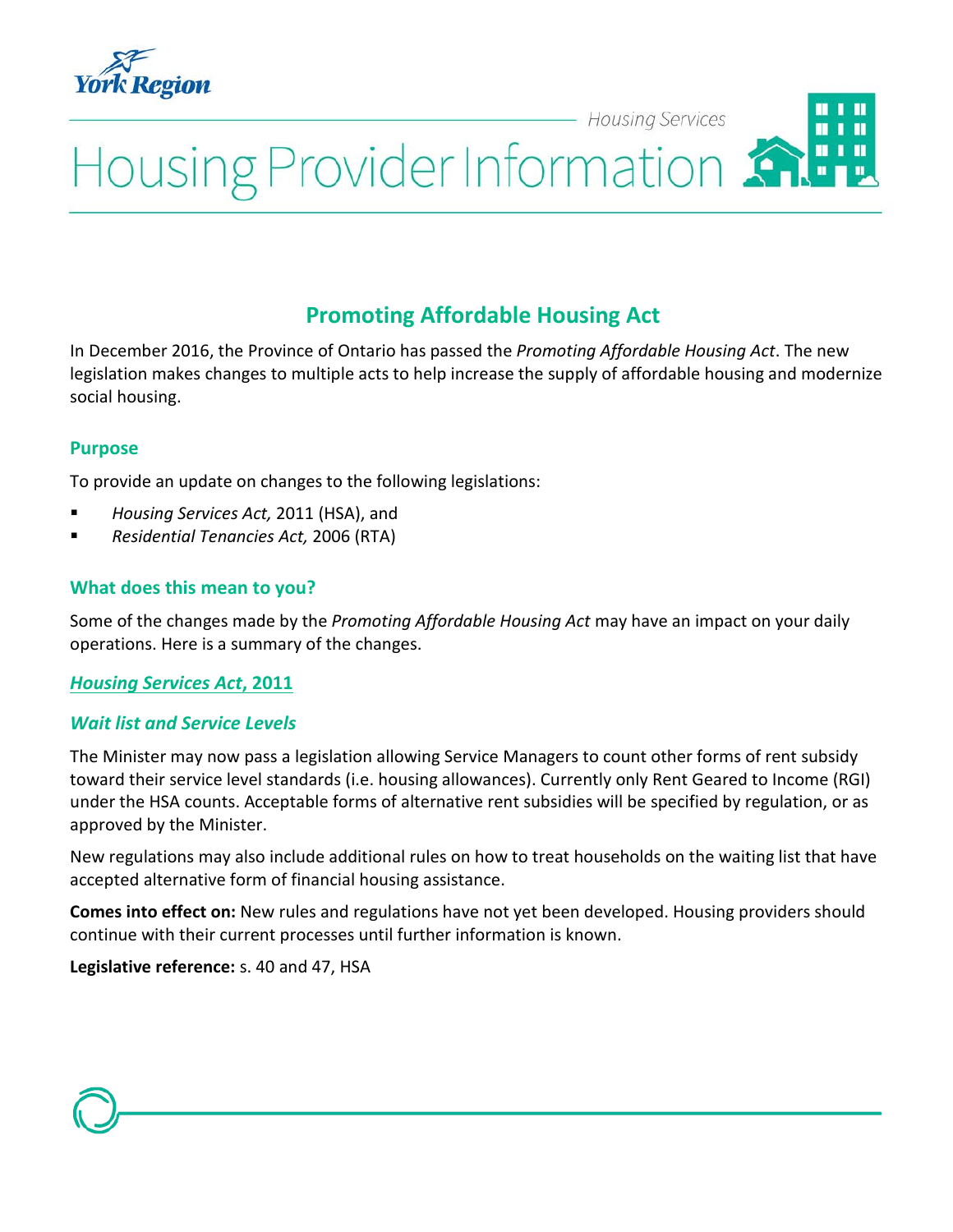York Region

Housing Services

# Housing Provider Information

## Promoting Affordable Housing Act

In December 2016, the Province of Ontario has passed the *Promoting Affordable Housing Act*. The new legislation makes changes to multiple acts to help increase the supply of affordable housing and modernize social housing.

### Purpose

To provide an update on changes to the following legislations:

- *Housing Services Act,* 2011 (HSA), and
- *Residential Tenancies Act,* 2006 (RTA)

### What does this mean to you?

Some of the changes made by the *Promoting Affordable Housing Act* may have an impact on your daily operations. Here is a summary of the changes.

### *Housing Services Act*, 2011

#### *Wait list and Service Levels*

The Minister may now pass a legislation allowing Service Managers to count other forms of rent subsidy toward their service level standards (i.e. housing allowances). Currently only Rent Geared to Income (RGI) under the HSA counts. Acceptable forms of alternative rent subsidies will be specified by regulation, or as approved by the Minister.

New regulations may also include additional rules on how to treat households on the waiting list that have accepted alternative form of financial housing assistance.

**Comes into effect on:** New rules and regulations have not yet been developed. Housing providers should continue with their current processes until further information is known.

**Legislative reference:** s. 40 and 47, HSA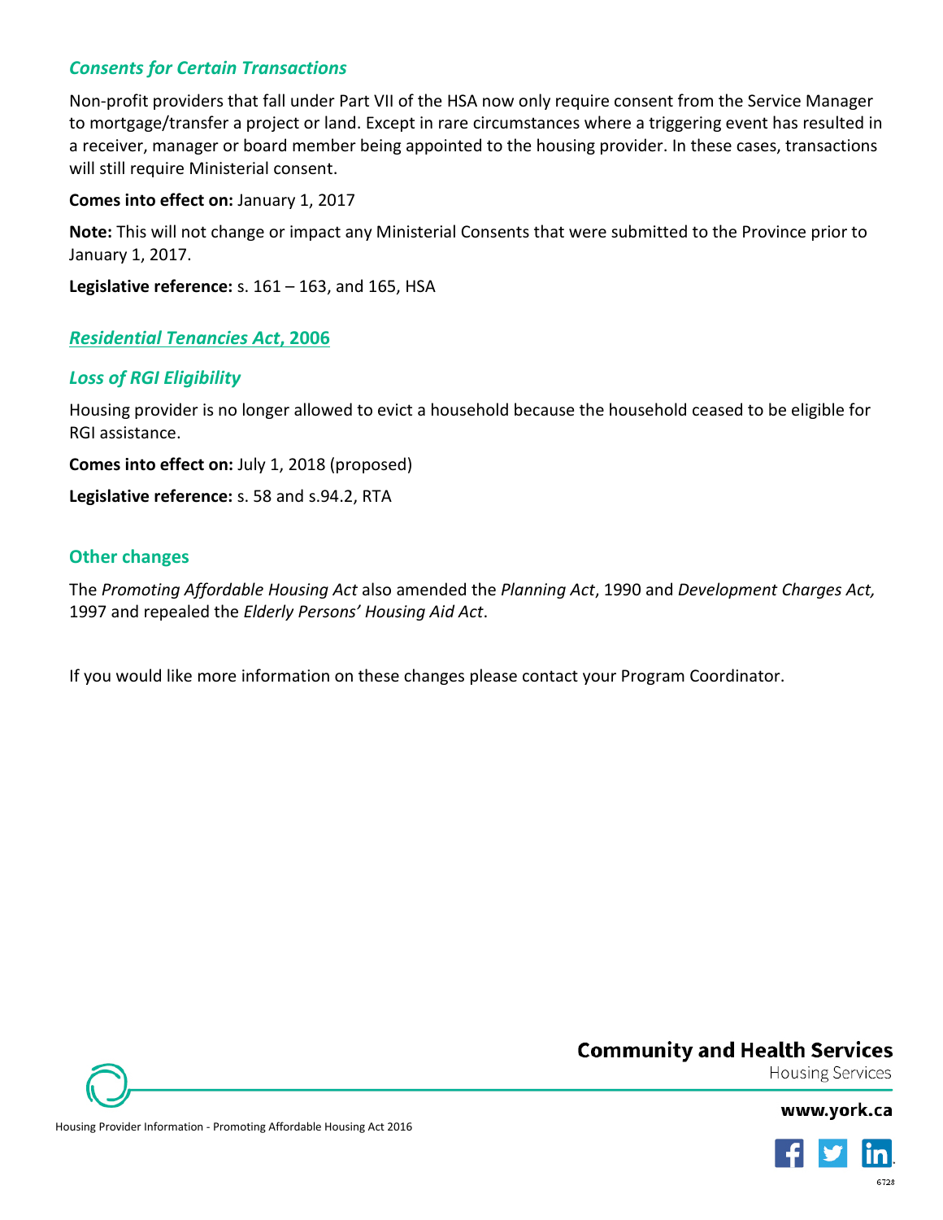### *Consents for Certain Transactions*

Non-profit providers that fall under Part VII of the HSA now only require consent from the Service Manager to mortgage/transfer a project or land. Except in rare circumstances where a triggering event has resulted in a receiver, manager or board member being appointed to the housing provider. In these cases, transactions will still require Ministerial consent.

**Comes into effect on:** January 1, 2017

**Note:** This will not change or impact any Ministerial Consents that were submitted to the Province prior to January 1, 2017.

**Legislative reference:** s. 161 – 163, and 165, HSA

## *Residential Tenancies Act*, 2006

### *Loss of RGI Eligibility*

Housing provider is no longer allowed to evict a household because the household ceased to be eligible for RGI assistance.

**Comes into effect on:** July 1, 2018 (proposed)

**Legislative reference:** s. 58 and s.94.2, RTA

## Other changes

The *Promoting Affordable Housing Act* also amended the *Planning Act*, 1990 and *Development Charges Act,* 1997 and repealed the *Elderly Persons' Housing Aid Act*.

If you would like more information on these changes please contact your Program Coordinator.